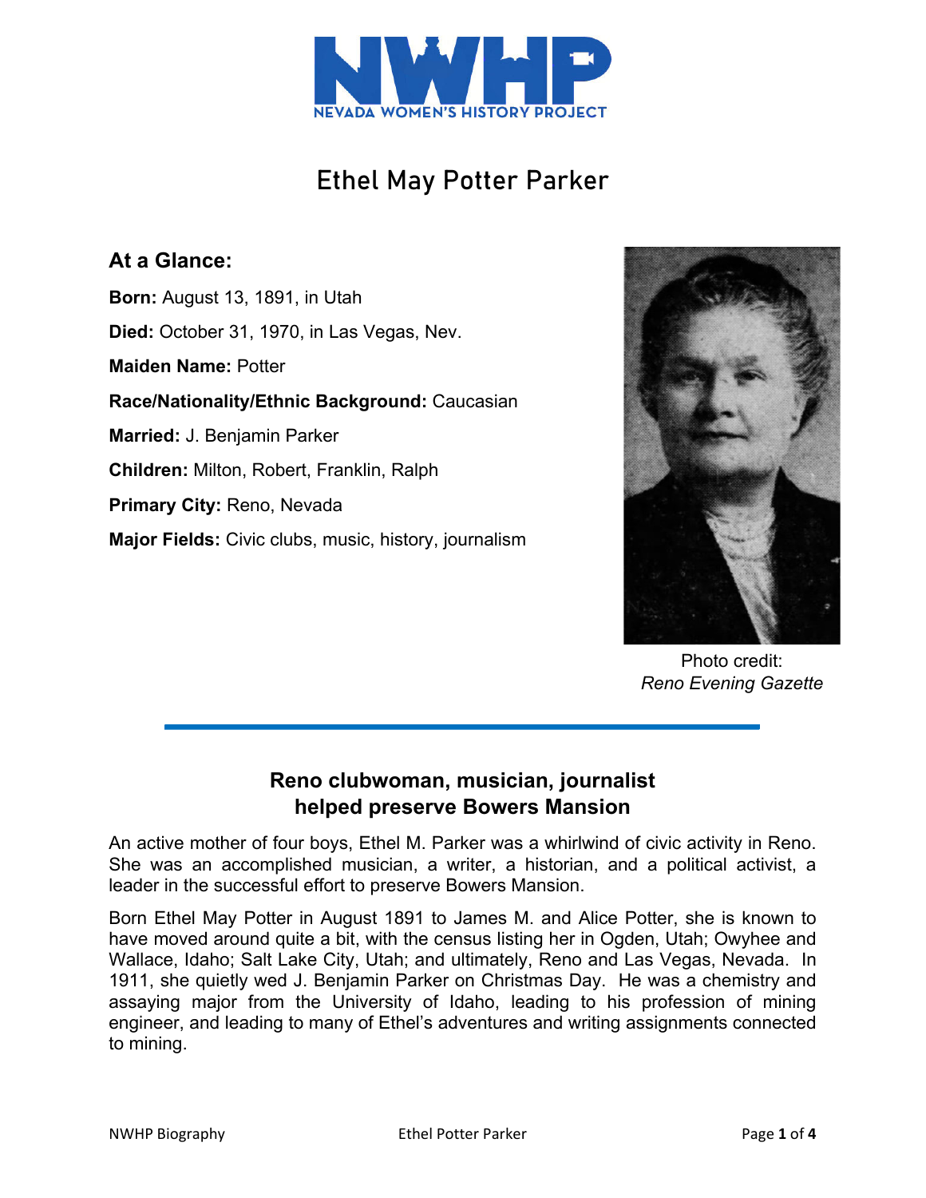NWHP
NEVADA WOMEN'S HISTORY PROJECT

# Ethel May Potter Parker

## At a Glance:

**Born:** August 13, 1891, in Utah

**Died:** October 31, 1970, in Las Vegas, Nev.

**Maiden Name:** Potter

**Race/Nationality/Ethnic Background:** Caucasian

**Married:** J. Benjamin Parker

**Children:** Milton, Robert, Franklin, Ralph

**Primary City:** Reno, Nevada

**Major Fields:** Civic clubs, music, history, journalism

Photo credit: *Reno Evening Gazette*

## Reno clubwoman, musician, journalist helped preserve Bowers Mansion

An active mother of four boys, Ethel M. Parker was a whirlwind of civic activity in Reno. She was an accomplished musician, a writer, a historian, and a political activist, a leader in the successful effort to preserve Bowers Mansion.

Born Ethel May Potter in August 1891 to James M. and Alice Potter, she is known to have moved around quite a bit, with the census listing her in Ogden, Utah; Owyhee and Wallace, Idaho; Salt Lake City, Utah; and ultimately, Reno and Las Vegas, Nevada. In 1911, she quietly wed J. Benjamin Parker on Christmas Day. He was a chemistry and assaying major from the University of Idaho, leading to his profession of mining engineer, and leading to many of Ethel's adventures and writing assignments connected to mining.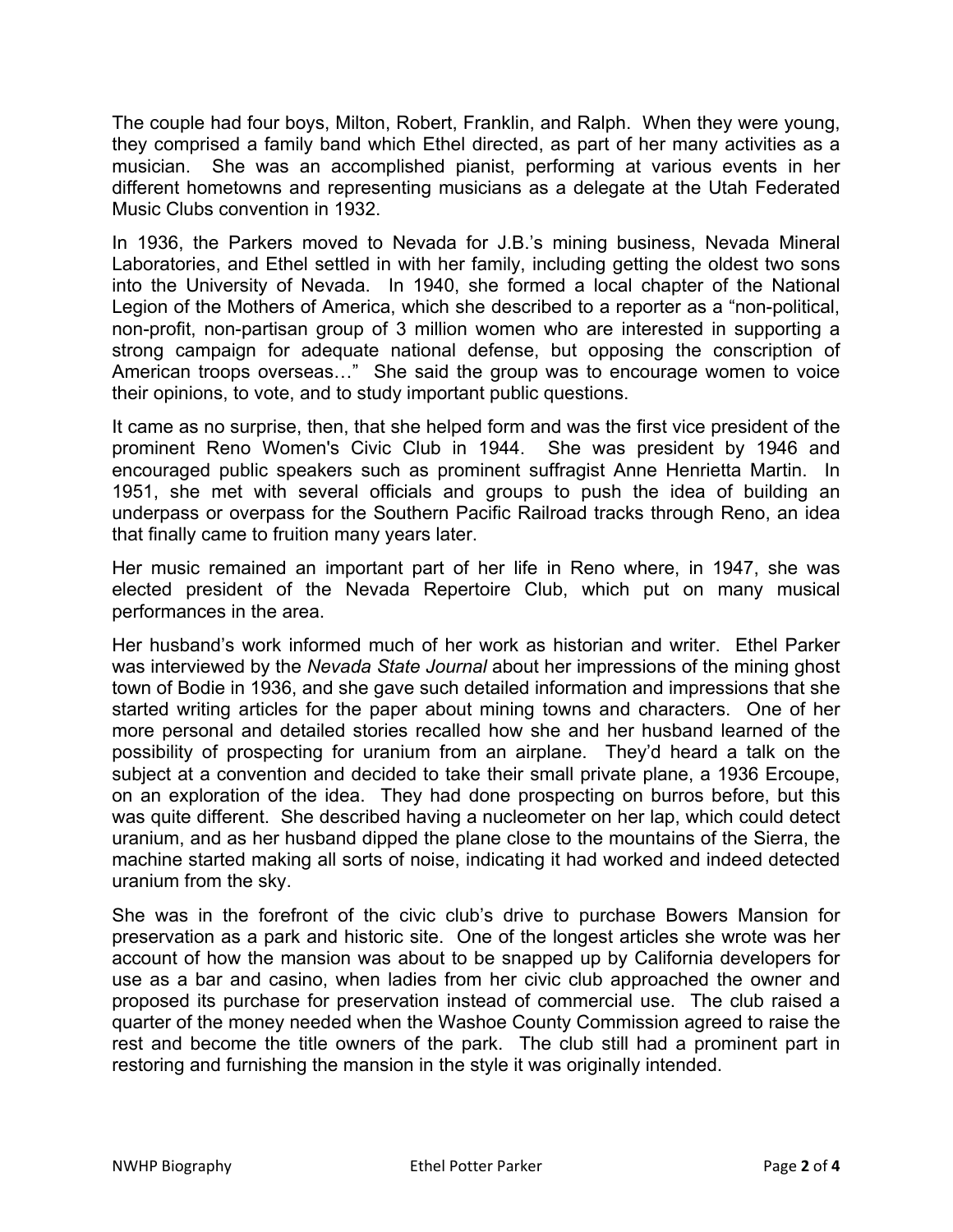The couple had four boys, Milton, Robert, Franklin, and Ralph. When they were young, they comprised a family band which Ethel directed, as part of her many activities as a musician. She was an accomplished pianist, performing at various events in her different hometowns and representing musicians as a delegate at the Utah Federated Music Clubs convention in 1932.

In 1936, the Parkers moved to Nevada for J.B.'s mining business, Nevada Mineral Laboratories, and Ethel settled in with her family, including getting the oldest two sons into the University of Nevada. In 1940, she formed a local chapter of the National Legion of the Mothers of America, which she described to a reporter as a "non-political, non-profit, non-partisan group of 3 million women who are interested in supporting a strong campaign for adequate national defense, but opposing the conscription of American troops overseas…" She said the group was to encourage women to voice their opinions, to vote, and to study important public questions.

It came as no surprise, then, that she helped form and was the first vice president of the prominent Reno Women's Civic Club in 1944. She was president by 1946 and encouraged public speakers such as prominent suffragist Anne Henrietta Martin. In 1951, she met with several officials and groups to push the idea of building an underpass or overpass for the Southern Pacific Railroad tracks through Reno, an idea that finally came to fruition many years later.

Her music remained an important part of her life in Reno where, in 1947, she was elected president of the Nevada Repertoire Club, which put on many musical performances in the area.

Her husband's work informed much of her work as historian and writer. Ethel Parker was interviewed by the *Nevada State Journal* about her impressions of the mining ghost town of Bodie in 1936, and she gave such detailed information and impressions that she started writing articles for the paper about mining towns and characters. One of her more personal and detailed stories recalled how she and her husband learned of the possibility of prospecting for uranium from an airplane. They'd heard a talk on the subject at a convention and decided to take their small private plane, a 1936 Ercoupe, on an exploration of the idea. They had done prospecting on burros before, but this was quite different. She described having a nucleometer on her lap, which could detect uranium, and as her husband dipped the plane close to the mountains of the Sierra, the machine started making all sorts of noise, indicating it had worked and indeed detected uranium from the sky.

She was in the forefront of the civic club's drive to purchase Bowers Mansion for preservation as a park and historic site. One of the longest articles she wrote was her account of how the mansion was about to be snapped up by California developers for use as a bar and casino, when ladies from her civic club approached the owner and proposed its purchase for preservation instead of commercial use. The club raised a quarter of the money needed when the Washoe County Commission agreed to raise the rest and become the title owners of the park. The club still had a prominent part in restoring and furnishing the mansion in the style it was originally intended.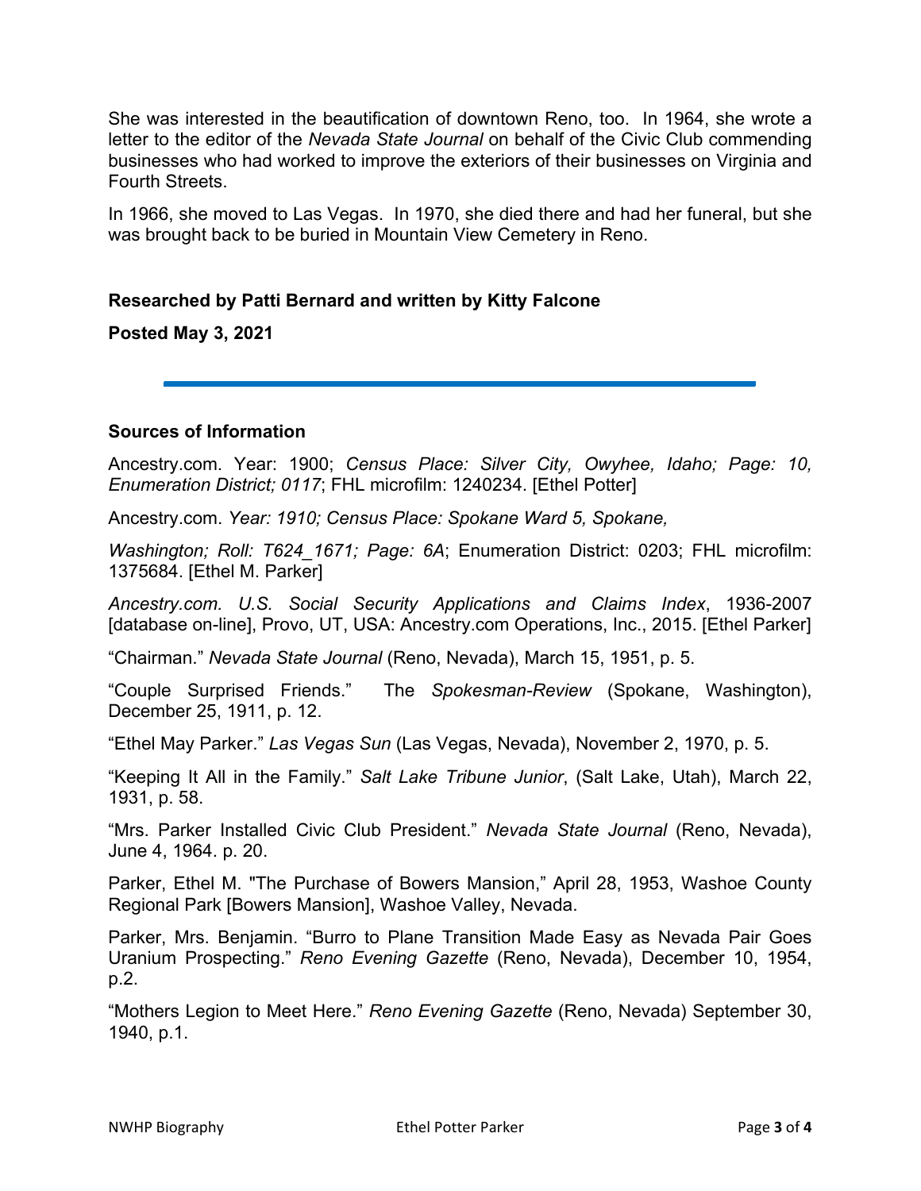She was interested in the beautification of downtown Reno, too. In 1964, she wrote a letter to the editor of the *Nevada State Journal* on behalf of the Civic Club commending businesses who had worked to improve the exteriors of their businesses on Virginia and Fourth Streets.

In 1966, she moved to Las Vegas. In 1970, she died there and had her funeral, but she was brought back to be buried in Mountain View Cemetery in Reno.

**Researched by Patti Bernard and written by Kitty Falcone**

**Posted May 3, 2021**

---

## Sources of Information

Ancestry.com. Year: 1900; *Census Place: Silver City, Owyhee, Idaho; Page: 10, Enumeration District; 0117*; FHL microfilm: 1240234. [Ethel Potter]

Ancestry.com. *Year: 1910; Census Place: Spokane Ward 5, Spokane,*

*Washington; Roll: T624_1671; Page: 6A*; Enumeration District: 0203; FHL microfilm: 1375684. [Ethel M. Parker]

*Ancestry.com. U.S. Social Security Applications and Claims Index*, 1936-2007 [database on-line], Provo, UT, USA: Ancestry.com Operations, Inc., 2015. [Ethel Parker]

"Chairman." *Nevada State Journal* (Reno, Nevada), March 15, 1951, p. 5.

"Couple Surprised Friends." The *Spokesman-Review* (Spokane, Washington), December 25, 1911, p. 12.

"Ethel May Parker." *Las Vegas Sun* (Las Vegas, Nevada), November 2, 1970, p. 5.

"Keeping It All in the Family." *Salt Lake Tribune Junior*, (Salt Lake, Utah), March 22, 1931, p. 58.

"Mrs. Parker Installed Civic Club President." *Nevada State Journal* (Reno, Nevada), June 4, 1964. p. 20.

Parker, Ethel M. "The Purchase of Bowers Mansion," April 28, 1953, Washoe County Regional Park [Bowers Mansion], Washoe Valley, Nevada.

Parker, Mrs. Benjamin. "Burro to Plane Transition Made Easy as Nevada Pair Goes Uranium Prospecting." *Reno Evening Gazette* (Reno, Nevada), December 10, 1954, p.2.

"Mothers Legion to Meet Here." *Reno Evening Gazette* (Reno, Nevada) September 30, 1940, p.1.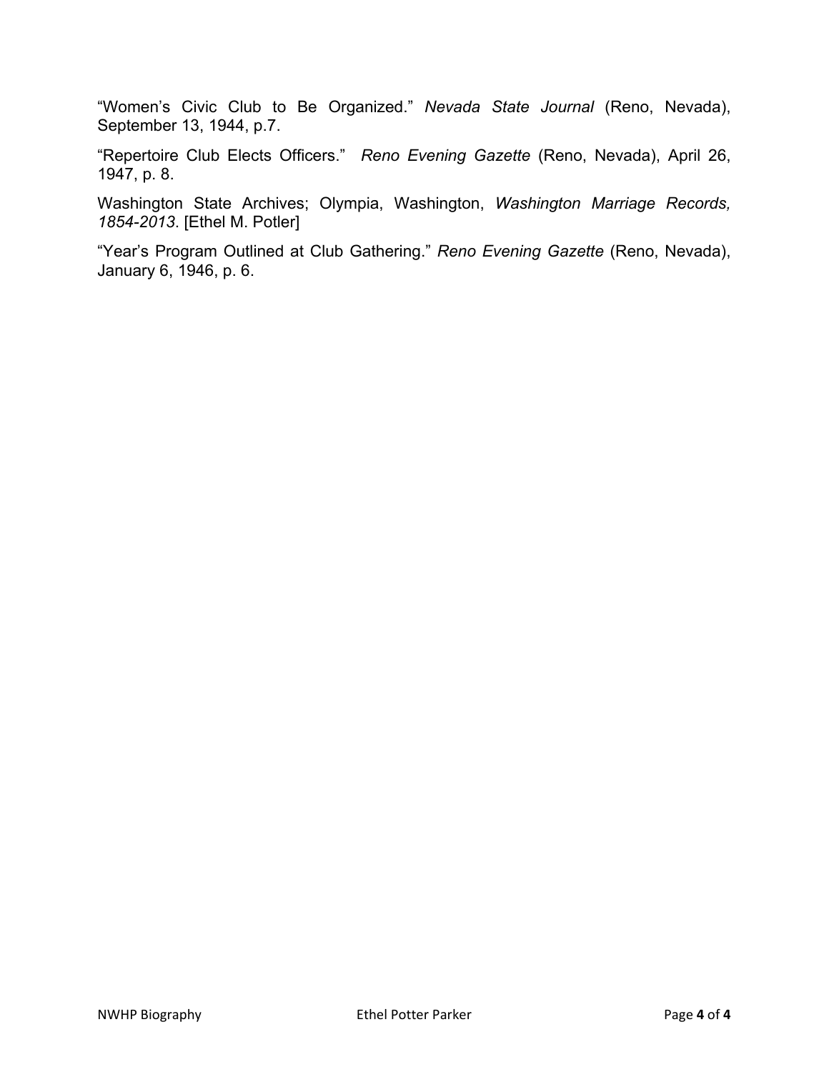"Women's Civic Club to Be Organized." *Nevada State Journal* (Reno, Nevada), September 13, 1944, p.7.

"Repertoire Club Elects Officers." *Reno Evening Gazette* (Reno, Nevada), April 26, 1947, p. 8.

Washington State Archives; Olympia, Washington, *Washington Marriage Records, 1854-2013*. [Ethel M. Potler]

"Year's Program Outlined at Club Gathering." *Reno Evening Gazette* (Reno, Nevada), January 6, 1946, p. 6.